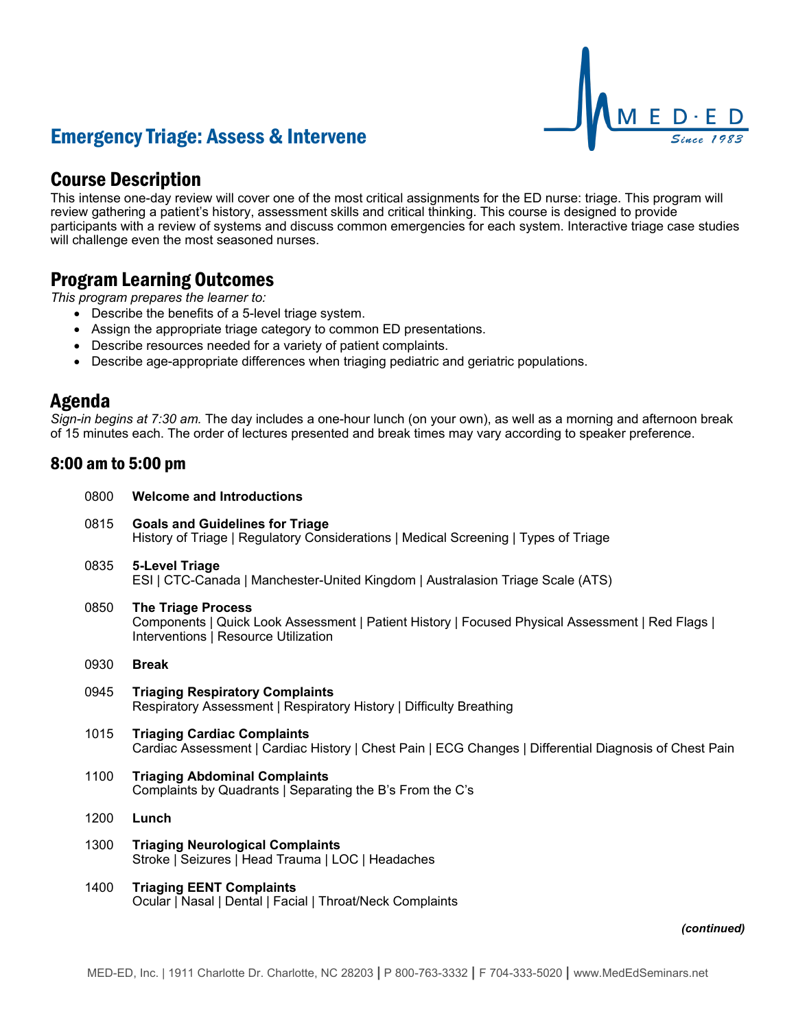# Emergency Triage: Assess & Intervene

## Course Description

This intense one-day review will cover one of the most critical assignments for the ED nurse: triage. This program will review gathering a patient's history, assessment skills and critical thinking. This course is designed to provide participants with a review of systems and discuss common emergencies for each system. Interactive triage case studies will challenge even the most seasoned nurses.

## Program Learning Outcomes

*This program prepares the learner to:*

- Describe the benefits of a 5-level triage system.
- Assign the appropriate triage category to common ED presentations.
- Describe resources needed for a variety of patient complaints.
- Describe age-appropriate differences when triaging pediatric and geriatric populations.

## Agenda

*Sign-in begins at 7:30 am.* The day includes a one-hour lunch (on your own), as well as a morning and afternoon break of 15 minutes each. The order of lectures presented and break times may vary according to speaker preference.

### 8:00 am to 5:00 pm

0800 **Welcome and Introductions**

0815 **Goals and Guidelines for Triage**
History of Triage | Regulatory Considerations | Medical Screening | Types of Triage

0835 **5-Level Triage**
ESI | CTC-Canada | Manchester-United Kingdom | Australasion Triage Scale (ATS)

0850 **The Triage Process**
Components | Quick Look Assessment | Patient History | Focused Physical Assessment | Red Flags | Interventions | Resource Utilization

0930 **Break**

0945 **Triaging Respiratory Complaints**
Respiratory Assessment | Respiratory History | Difficulty Breathing

1015 **Triaging Cardiac Complaints**
Cardiac Assessment | Cardiac History | Chest Pain | ECG Changes | Differential Diagnosis of Chest Pain

1100 **Triaging Abdominal Complaints**
Complaints by Quadrants | Separating the B's From the C's

1200 **Lunch**

1300 **Triaging Neurological Complaints**
Stroke | Seizures | Head Trauma | LOC | Headaches

1400 **Triaging EENT Complaints**
Ocular | Nasal | Dental | Facial | Throat/Neck Complaints

***(continued)***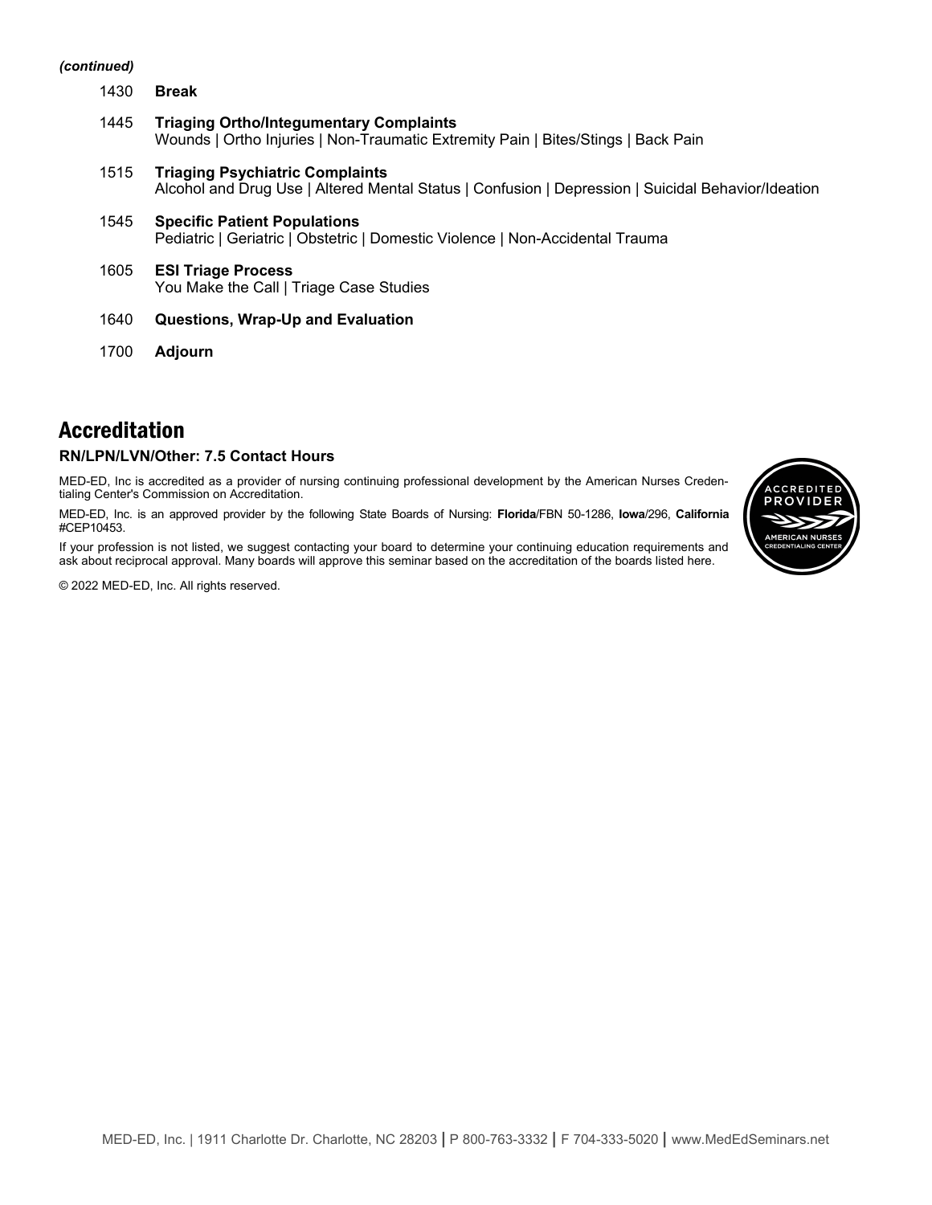*(continued)*

1430 **Break**

1445 **Triaging Ortho/Integumentary Complaints**
Wounds | Ortho Injuries | Non-Traumatic Extremity Pain | Bites/Stings | Back Pain

1515 **Triaging Psychiatric Complaints**
Alcohol and Drug Use | Altered Mental Status | Confusion | Depression | Suicidal Behavior/Ideation

1545 **Specific Patient Populations**
Pediatric | Geriatric | Obstetric | Domestic Violence | Non-Accidental Trauma

1605 **ESI Triage Process**
You Make the Call | Triage Case Studies

1640 **Questions, Wrap-Up and Evaluation**

1700 **Adjourn**

## Accreditation

**RN/LPN/LVN/Other: 7.5 Contact Hours**

MED-ED, Inc is accredited as a provider of nursing continuing professional development by the American Nurses Credentialing Center's Commission on Accreditation.

MED-ED, Inc. is an approved provider by the following State Boards of Nursing: **Florida**/FBN 50-1286, **Iowa**/296, **California** #CEP10453.

If your profession is not listed, we suggest contacting your board to determine your continuing education requirements and ask about reciprocal approval. Many boards will approve this seminar based on the accreditation of the boards listed here.

ACCREDITED PROVIDER
AMERICAN NURSES CREDENTIALING CENTER

© 2022 MED-ED, Inc. All rights reserved.

MED-ED, Inc. | 1911 Charlotte Dr. Charlotte, NC 28203 | P 800-763-3332 | F 704-333-5020 | www.MedEdSeminars.net